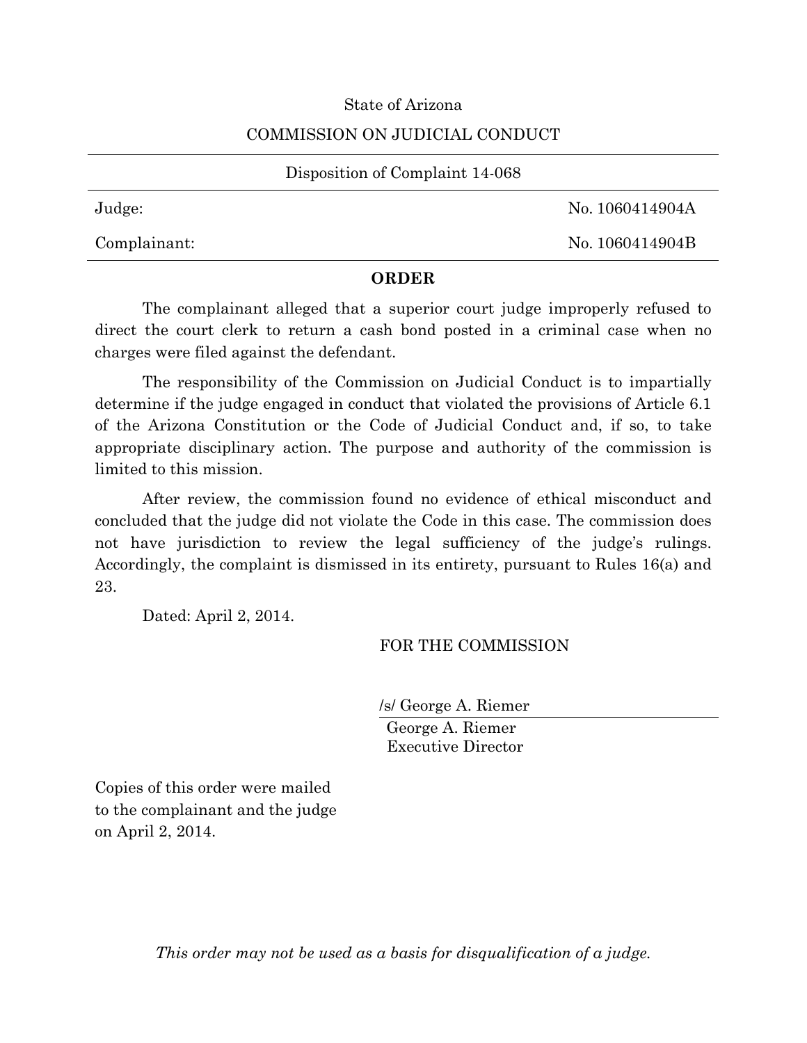State of Arizona

COMMISSION ON JUDICIAL CONDUCT

Disposition of Complaint 14-068

| | |
|---|---|
| Judge: | No. 1060414904A |
| Complainant: | No. 1060414904B |

**ORDER**

The complainant alleged that a superior court judge improperly refused to direct the court clerk to return a cash bond posted in a criminal case when no charges were filed against the defendant.

The responsibility of the Commission on Judicial Conduct is to impartially determine if the judge engaged in conduct that violated the provisions of Article 6.1 of the Arizona Constitution or the Code of Judicial Conduct and, if so, to take appropriate disciplinary action. The purpose and authority of the commission is limited to this mission.

After review, the commission found no evidence of ethical misconduct and concluded that the judge did not violate the Code in this case. The commission does not have jurisdiction to review the legal sufficiency of the judge's rulings. Accordingly, the complaint is dismissed in its entirety, pursuant to Rules 16(a) and 23.

Dated: April 2, 2014.

FOR THE COMMISSION

/s/ George A. Riemer

George A. Riemer
Executive Director

Copies of this order were mailed to the complainant and the judge on April 2, 2014.

*This order may not be used as a basis for disqualification of a judge.*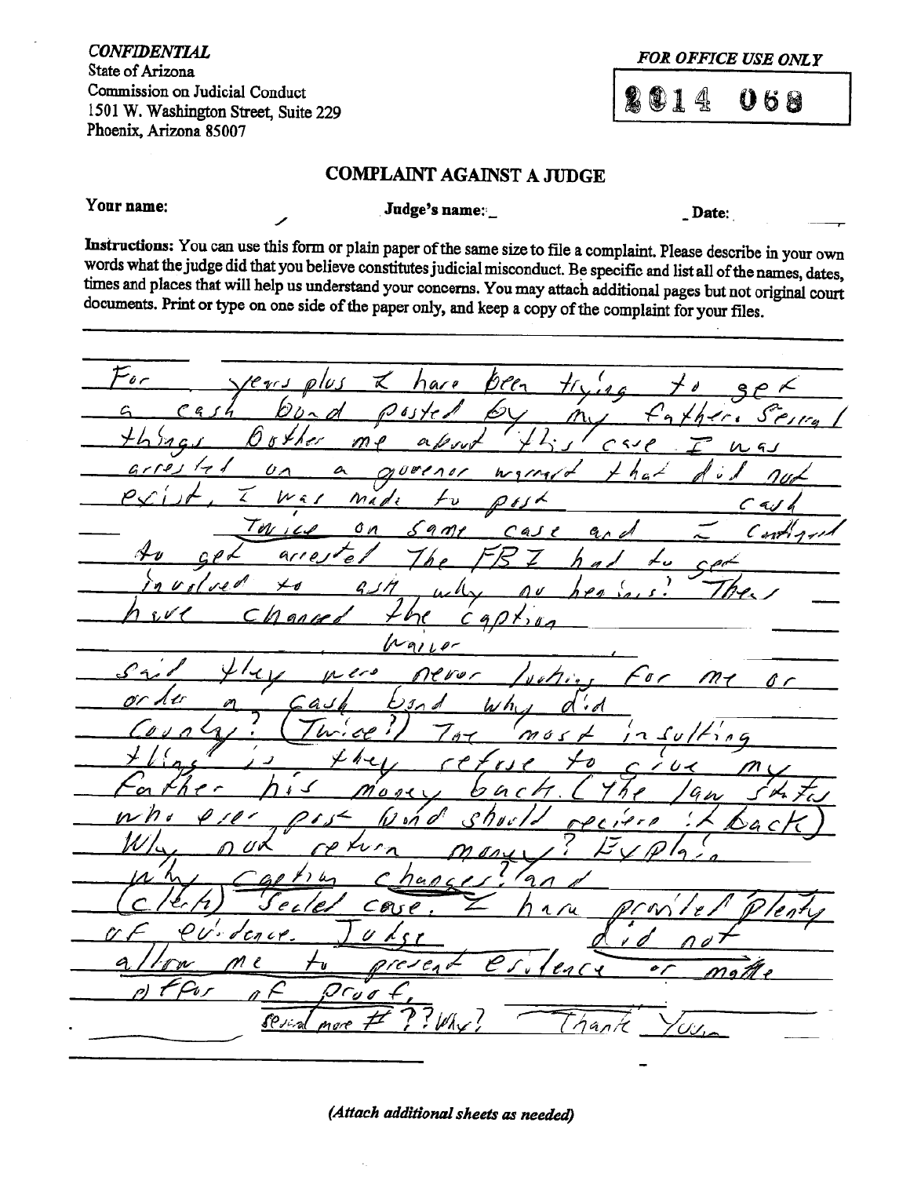*CONFIDENTIAL*
State of Arizona
Commission on Judicial Conduct
1501 W. Washington Street, Suite 229
Phoenix, Arizona 85007

***FOR OFFICE USE ONLY***

**2014 068**

## COMPLAINT AGAINST A JUDGE

**Your name:** **Judge's name:** **Date:**

**Instructions:** You can use this form or plain paper of the same size to file a complaint. Please describe in your own words what the judge did that you believe constitutes judicial misconduct. Be specific and list all of the names, dates, times and places that will help us understand your concerns. You may attach additional pages but not original court documents. Print or type on one side of the paper only, and keep a copy of the complaint for your files.

For years plus I have been trying to get a cash bond posted by my father. Several things bother me about this case I was arrested on a governor warrant that did not exist, I was made to post cash Twice on same case and I continued to get arrested The FBI had to get involved to ask why no hearings? They have changed the caption waiver said they were never looking for me or order a cash bond why did County? (Twice?) The most insulting thing is they refuse to give my Father his money back. (The law states who ever post bond should receive it back) Why not return money? Explain why caption changes? and (clerk) sealed case. I have provided plenty of evidence. Judge did not allow me to present evidence or make offer of proof. Second more # ?? Why? Thank You

*(Attach additional sheets as needed)*